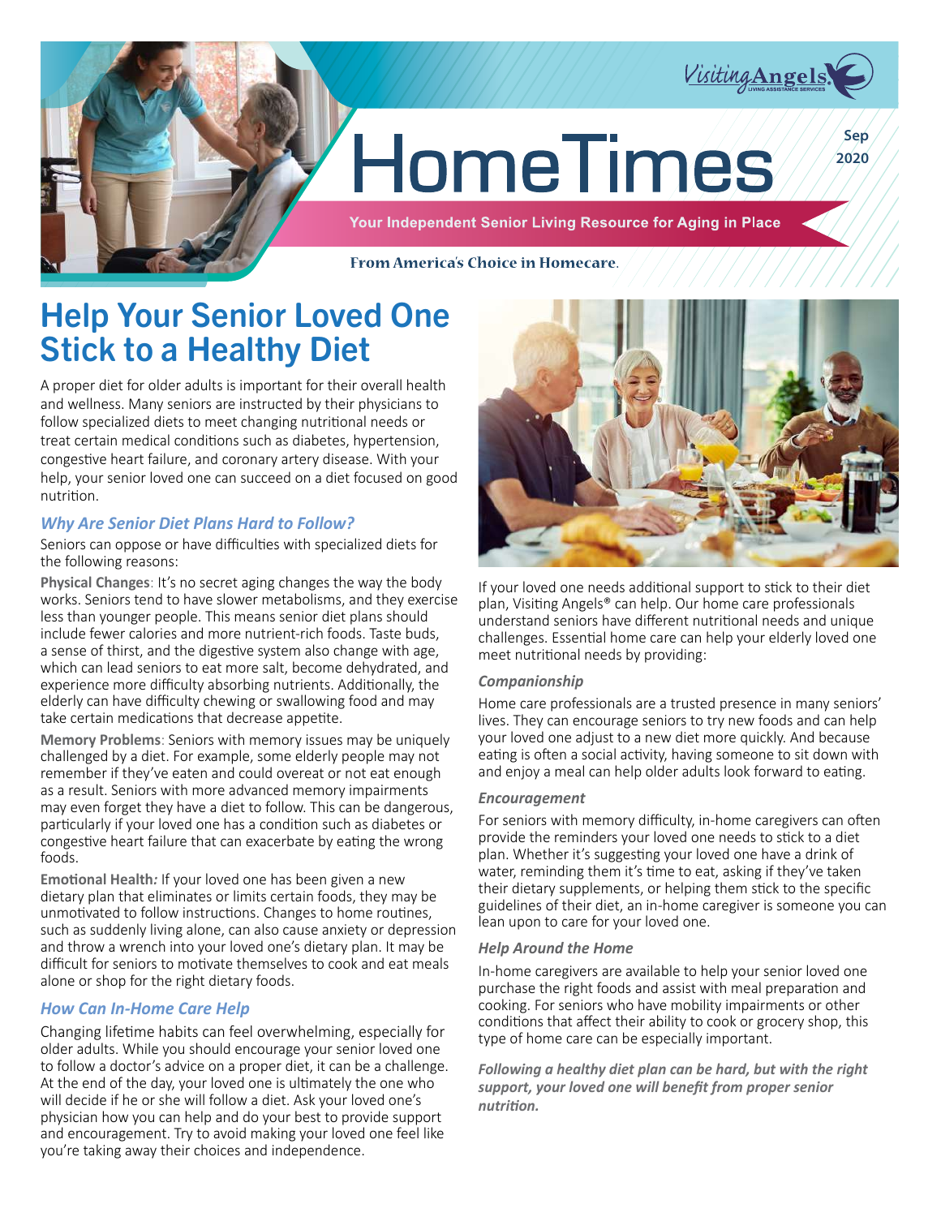# HomeTimes

Sep 2020

Your Independent Senior Living Resource for Aging in Place

From America's Choice in Homecare.

## Help Your Senior Loved One Stick to a Healthy Diet

A proper diet for older adults is important for their overall health and wellness. Many seniors are instructed by their physicians to follow specialized diets to meet changing nutritional needs or treat certain medical conditions such as diabetes, hypertension, congestive heart failure, and coronary artery disease. With your help, your senior loved one can succeed on a diet focused on good nutrition.

### *Why Are Senior Diet Plans Hard to Follow?*

Seniors can oppose or have difficulties with specialized diets for the following reasons:

**Physical Changes**: It's no secret aging changes the way the body works. Seniors tend to have slower metabolisms, and they exercise less than younger people. This means senior diet plans should include fewer calories and more nutrient-rich foods. Taste buds, a sense of thirst, and the digestive system also change with age, which can lead seniors to eat more salt, become dehydrated, and experience more difficulty absorbing nutrients. Additionally, the elderly can have difficulty chewing or swallowing food and may take certain medications that decrease appetite.

**Memory Problems**: Seniors with memory issues may be uniquely challenged by a diet. For example, some elderly people may not remember if they've eaten and could overeat or not eat enough as a result. Seniors with more advanced memory impairments may even forget they have a diet to follow. This can be dangerous, particularly if your loved one has a condition such as diabetes or congestive heart failure that can exacerbate by eating the wrong foods.

**Emotional Health***:* If your loved one has been given a new dietary plan that eliminates or limits certain foods, they may be unmotivated to follow instructions. Changes to home routines, such as suddenly living alone, can also cause anxiety or depression and throw a wrench into your loved one's dietary plan. It may be difficult for seniors to motivate themselves to cook and eat meals alone or shop for the right dietary foods.

### *How Can In-Home Care Help*

Changing lifetime habits can feel overwhelming, especially for older adults. While you should encourage your senior loved one to follow a doctor's advice on a proper diet, it can be a challenge. At the end of the day, your loved one is ultimately the one who will decide if he or she will follow a diet. Ask your loved one's physician how you can help and do your best to provide support and encouragement. Try to avoid making your loved one feel like you're taking away their choices and independence.

If your loved one needs additional support to stick to their diet plan, Visiting Angels® can help. Our home care professionals understand seniors have different nutritional needs and unique challenges. Essential home care can help your elderly loved one meet nutritional needs by providing:

#### *Companionship*

Home care professionals are a trusted presence in many seniors' lives. They can encourage seniors to try new foods and can help your loved one adjust to a new diet more quickly. And because eating is often a social activity, having someone to sit down with and enjoy a meal can help older adults look forward to eating.

#### *Encouragement*

For seniors with memory difficulty, in-home caregivers can often provide the reminders your loved one needs to stick to a diet plan. Whether it's suggesting your loved one have a drink of water, reminding them it's time to eat, asking if they've taken their dietary supplements, or helping them stick to the specific guidelines of their diet, an in-home caregiver is someone you can lean upon to care for your loved one.

#### *Help Around the Home*

In-home caregivers are available to help your senior loved one purchase the right foods and assist with meal preparation and cooking. For seniors who have mobility impairments or other conditions that affect their ability to cook or grocery shop, this type of home care can be especially important.

***Following a healthy diet plan can be hard, but with the right support, your loved one will benefit from proper senior nutrition.***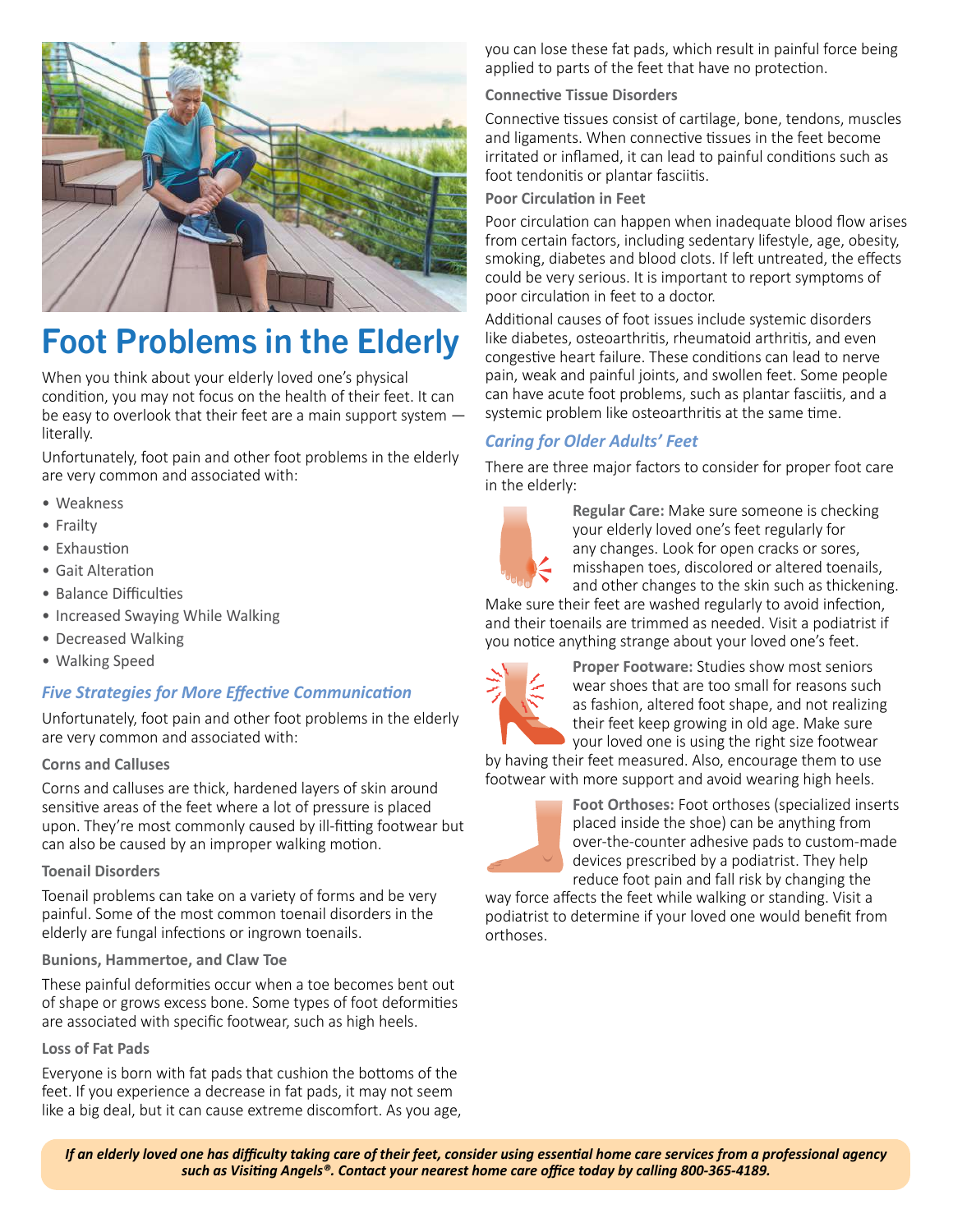# Foot Problems in the Elderly

When you think about your elderly loved one's physical condition, you may not focus on the health of their feet. It can be easy to overlook that their feet are a main support system — literally.

Unfortunately, foot pain and other foot problems in the elderly are very common and associated with:

- Weakness
- Frailty
- Exhaustion
- Gait Alteration
- Balance Difficulties
- Increased Swaying While Walking
- Decreased Walking
- Walking Speed

## *Five Strategies for More Effective Communication*

Unfortunately, foot pain and other foot problems in the elderly are very common and associated with:

### Corns and Calluses

Corns and calluses are thick, hardened layers of skin around sensitive areas of the feet where a lot of pressure is placed upon. They're most commonly caused by ill-fitting footwear but can also be caused by an improper walking motion.

### Toenail Disorders

Toenail problems can take on a variety of forms and be very painful. Some of the most common toenail disorders in the elderly are fungal infections or ingrown toenails.

### Bunions, Hammertoe, and Claw Toe

These painful deformities occur when a toe becomes bent out of shape or grows excess bone. Some types of foot deformities are associated with specific footwear, such as high heels.

### Loss of Fat Pads

Everyone is born with fat pads that cushion the bottoms of the feet. If you experience a decrease in fat pads, it may not seem like a big deal, but it can cause extreme discomfort. As you age, you can lose these fat pads, which result in painful force being applied to parts of the feet that have no protection.

### Connective Tissue Disorders

Connective tissues consist of cartilage, bone, tendons, muscles and ligaments. When connective tissues in the feet become irritated or inflamed, it can lead to painful conditions such as foot tendonitis or plantar fasciitis.

### Poor Circulation in Feet

Poor circulation can happen when inadequate blood flow arises from certain factors, including sedentary lifestyle, age, obesity, smoking, diabetes and blood clots. If left untreated, the effects could be very serious. It is important to report symptoms of poor circulation in feet to a doctor.

Additional causes of foot issues include systemic disorders like diabetes, osteoarthritis, rheumatoid arthritis, and even congestive heart failure. These conditions can lead to nerve pain, weak and painful joints, and swollen feet. Some people can have acute foot problems, such as plantar fasciitis, and a systemic problem like osteoarthritis at the same time.

## *Caring for Older Adults' Feet*

There are three major factors to consider for proper foot care in the elderly:

**Regular Care:** Make sure someone is checking your elderly loved one's feet regularly for any changes. Look for open cracks or sores, misshapen toes, discolored or altered toenails, and other changes to the skin such as thickening. Make sure their feet are washed regularly to avoid infection, and their toenails are trimmed as needed. Visit a podiatrist if you notice anything strange about your loved one's feet.

**Proper Footware:** Studies show most seniors wear shoes that are too small for reasons such as fashion, altered foot shape, and not realizing their feet keep growing in old age. Make sure your loved one is using the right size footwear by having their feet measured. Also, encourage them to use footwear with more support and avoid wearing high heels.

**Foot Orthoses:** Foot orthoses (specialized inserts placed inside the shoe) can be anything from over-the-counter adhesive pads to custom-made devices prescribed by a podiatrist. They help reduce foot pain and fall risk by changing the way force affects the feet while walking or standing. Visit a podiatrist to determine if your loved one would benefit from orthoses.

***If an elderly loved one has difficulty taking care of their feet, consider using essential home care services from a professional agency such as Visiting Angels®. Contact your nearest home care office today by calling 800-365-4189.***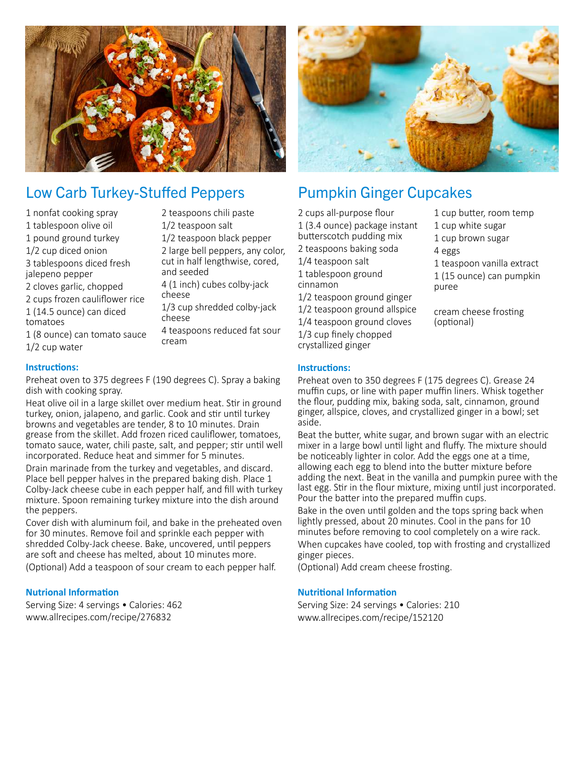## Low Carb Turkey-Stuffed Peppers

- 1 nonfat cooking spray
- 1 tablespoon olive oil
- 1 pound ground turkey
- 1/2 cup diced onion
- 3 tablespoons diced fresh jalepeno pepper
- 2 cloves garlic, chopped
- 2 cups frozen cauliflower rice
- 1 (14.5 ounce) can diced tomatoes
- 1 (8 ounce) can tomato sauce
- 1/2 cup water
- 2 teaspoons chili paste
- 1/2 teaspoon salt
- 1/2 teaspoon black pepper
- 2 large bell peppers, any color, cut in half lengthwise, cored, and seeded
- 4 (1 inch) cubes colby-jack cheese
- 1/3 cup shredded colby-jack cheese
- 4 teaspoons reduced fat sour cream

**Instructions:**

Preheat oven to 375 degrees F (190 degrees C). Spray a baking dish with cooking spray.

Heat olive oil in a large skillet over medium heat. Stir in ground turkey, onion, jalapeno, and garlic. Cook and stir until turkey browns and vegetables are tender, 8 to 10 minutes. Drain grease from the skillet. Add frozen riced cauliflower, tomatoes, tomato sauce, water, chili paste, salt, and pepper; stir until well incorporated. Reduce heat and simmer for 5 minutes.

Drain marinade from the turkey and vegetables, and discard. Place bell pepper halves in the prepared baking dish. Place 1 Colby-Jack cheese cube in each pepper half, and fill with turkey mixture. Spoon remaining turkey mixture into the dish around the peppers.

Cover dish with aluminum foil, and bake in the preheated oven for 30 minutes. Remove foil and sprinkle each pepper with shredded Colby-Jack cheese. Bake, uncovered, until peppers are soft and cheese has melted, about 10 minutes more.

(Optional) Add a teaspoon of sour cream to each pepper half.

**Nutrional Information**

Serving Size: 4 servings • Calories: 462
www.allrecipes.com/recipe/276832

## Pumpkin Ginger Cupcakes

- 2 cups all-purpose flour
- 1 (3.4 ounce) package instant butterscotch pudding mix
- 2 teaspoons baking soda
- 1/4 teaspoon salt
- 1 tablespoon ground cinnamon
- 1/2 teaspoon ground ginger
- 1/2 teaspoon ground allspice
- 1/4 teaspoon ground cloves
- 1/3 cup finely chopped crystallized ginger
- 1 cup butter, room temp
- 1 cup white sugar
- 1 cup brown sugar
- 4 eggs
- 1 teaspoon vanilla extract
- 1 (15 ounce) can pumpkin puree
- cream cheese frosting (optional)

**Instructions:**

Preheat oven to 350 degrees F (175 degrees C). Grease 24 muffin cups, or line with paper muffin liners. Whisk together the flour, pudding mix, baking soda, salt, cinnamon, ground ginger, allspice, cloves, and crystallized ginger in a bowl; set aside.

Beat the butter, white sugar, and brown sugar with an electric mixer in a large bowl until light and fluffy. The mixture should be noticeably lighter in color. Add the eggs one at a time, allowing each egg to blend into the butter mixture before adding the next. Beat in the vanilla and pumpkin puree with the last egg. Stir in the flour mixture, mixing until just incorporated. Pour the batter into the prepared muffin cups.

Bake in the oven until golden and the tops spring back when lightly pressed, about 20 minutes. Cool in the pans for 10 minutes before removing to cool completely on a wire rack.

When cupcakes have cooled, top with frosting and crystallized ginger pieces.

(Optional) Add cream cheese frosting.

**Nutritional Information**

Serving Size: 24 servings • Calories: 210
www.allrecipes.com/recipe/152120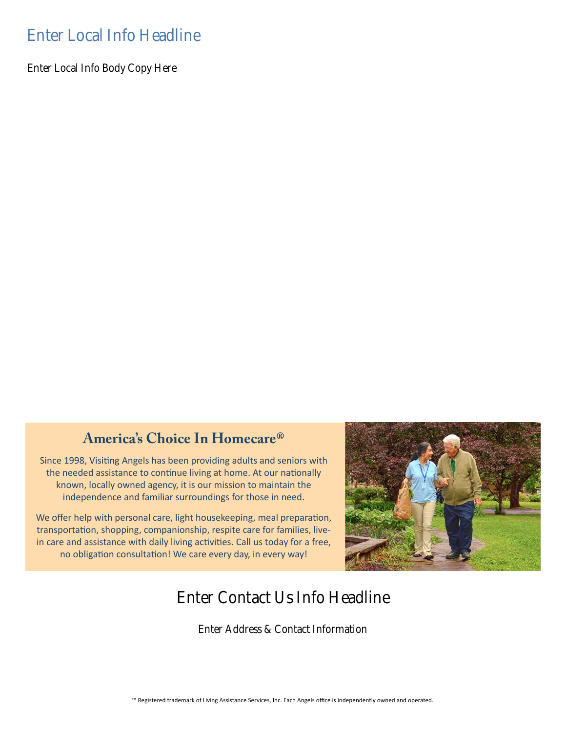# Enter Local Info Headline

Enter Local Info Body Copy Here

## America's Choice In Homecare®

Since 1998, Visiting Angels has been providing adults and seniors with the needed assistance to continue living at home. At our nationally known, locally owned agency, it is our mission to maintain the independence and familiar surroundings for those in need.

We offer help with personal care, light housekeeping, meal preparation, transportation, shopping, companionship, respite care for families, live-in care and assistance with daily living activities. Call us today for a free, no obligation consultation! We care every day, in every way!

## Enter Contact Us Info Headline

Enter Address & Contact Information

™ Registered trademark of Living Assistance Services, Inc. Each Angels office is independently owned and operated.